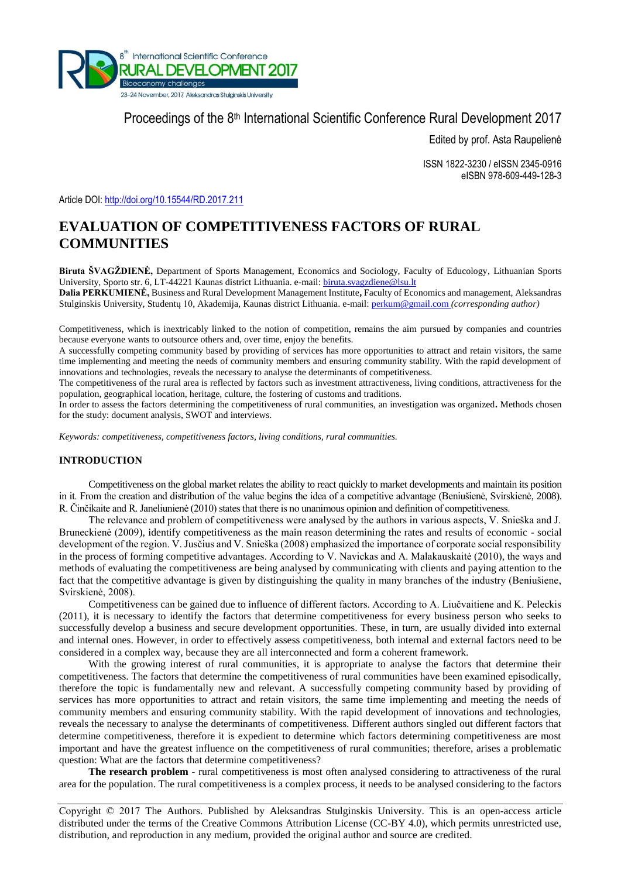Proceedings of the 8th International Scientific Conference Rural Development 2017

Edited by prof. Asta Raupelienė

ISSN 1822-3230 / eISSN 2345-0916
eISBN 978-609-449-128-3

Article DOI: http://doi.org/10.15544/RD.2017.211

# EVALUATION OF COMPETITIVENESS FACTORS OF RURAL COMMUNITIES

**Biruta ŠVAGŽDIENĖ,** Department of Sports Management, Economics and Sociology, Faculty of Educology, Lithuanian Sports University, Sporto str. 6, LT-44221 Kaunas district Lithuania. e-mail: biruta.svagzdiene@lsu.lt
**Dalia PERKUMIENĖ,** Business and Rural Development Management Institute**,** Faculty of Economics and management, Aleksandras Stulginskis University, Studentų 10, Akademija, Kaunas district Lithuania. e-mail: perkum@gmail.com *(corresponding author)*

Competitiveness, which is inextricably linked to the notion of competition, remains the aim pursued by companies and countries because everyone wants to outsource others and, over time, enjoy the benefits.
A successfully competing community based by providing of services has more opportunities to attract and retain visitors, the same time implementing and meeting the needs of community members and ensuring community stability. With the rapid development of innovations and technologies, reveals the necessary to analyse the determinants of competitiveness.
The competitiveness of the rural area is reflected by factors such as investment attractiveness, living conditions, attractiveness for the population, geographical location, heritage, culture, the fostering of customs and traditions.
In order to assess the factors determining the competitiveness of rural communities, an investigation was organized**.** Methods chosen for the study: document analysis, SWOT and interviews.

*Keywords: competitiveness, competitiveness factors, living conditions, rural communities.*

## INTRODUCTION

Competitiveness on the global market relates the ability to react quickly to market developments and maintain its position in it. From the creation and distribution of the value begins the idea of a competitive advantage (Beniušienė, Svirskienė, 2008). R. Činčikaite and R. Janeliunienė (2010) states that there is no unanimous opinion and definition of competitiveness.

The relevance and problem of competitiveness were analysed by the authors in various aspects, V. Snieška and J. Bruneckienė (2009), identify competitiveness as the main reason determining the rates and results of economic - social development of the region. V. Jusčius and V. Snieška (2008) emphasized the importance of corporate social responsibility in the process of forming competitive advantages. According to V. Navickas and A. Malakauskaitė (2010), the ways and methods of evaluating the competitiveness are being analysed by communicating with clients and paying attention to the fact that the competitive advantage is given by distinguishing the quality in many branches of the industry (Beniušiene, Svirskienė, 2008).

Competitiveness can be gained due to influence of different factors. According to A. Liučvaitiene and K. Peleckis (2011), it is necessary to identify the factors that determine competitiveness for every business person who seeks to successfully develop a business and secure development opportunities. These, in turn, are usually divided into external and internal ones. However, in order to effectively assess competitiveness, both internal and external factors need to be considered in a complex way, because they are all interconnected and form a coherent framework.

With the growing interest of rural communities, it is appropriate to analyse the factors that determine their competitiveness. The factors that determine the competitiveness of rural communities have been examined episodically, therefore the topic is fundamentally new and relevant. A successfully competing community based by providing of services has more opportunities to attract and retain visitors, the same time implementing and meeting the needs of community members and ensuring community stability. With the rapid development of innovations and technologies, reveals the necessary to analyse the determinants of competitiveness. Different authors singled out different factors that determine competitiveness, therefore it is expedient to determine which factors determining competitiveness are most important and have the greatest influence on the competitiveness of rural communities; therefore, arises a problematic question: What are the factors that determine competitiveness?

**The research problem** - rural competitiveness is most often analysed considering to attractiveness of the rural area for the population. The rural competitiveness is a complex process, it needs to be analysed considering to the factors

Copyright © 2017 The Authors. Published by Aleksandras Stulginskis University. This is an open-access article distributed under the terms of the Creative Commons Attribution License (CC-BY 4.0), which permits unrestricted use, distribution, and reproduction in any medium, provided the original author and source are credited.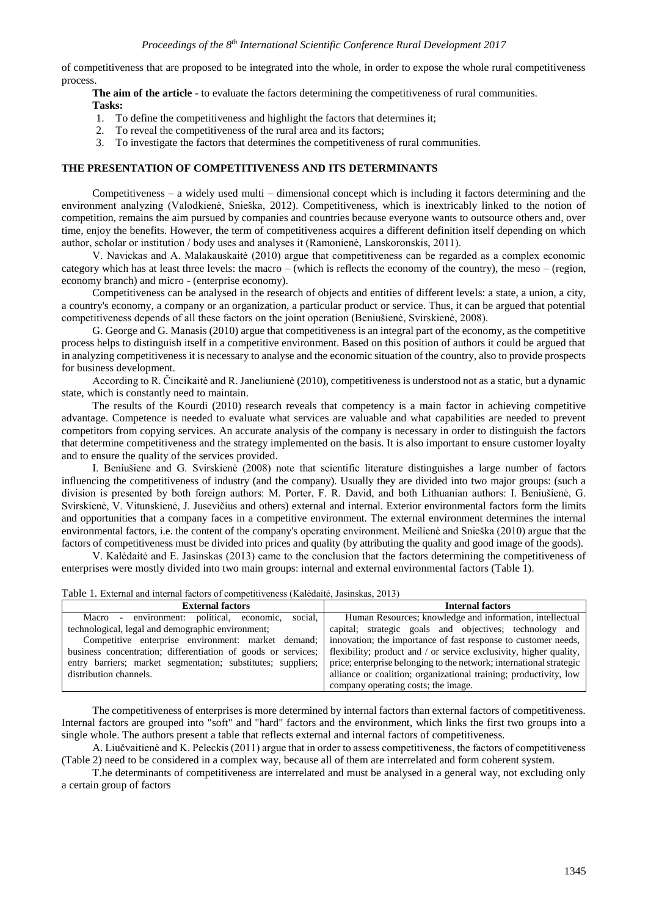of competitiveness that are proposed to be integrated into the whole, in order to expose the whole rural competitiveness process.

**The aim of the article** - to evaluate the factors determining the competitiveness of rural communities.

**Tasks:**

1. To define the competitiveness and highlight the factors that determines it;
2. To reveal the competitiveness of the rural area and its factors;
3. To investigate the factors that determines the competitiveness of rural communities.

## THE PRESENTATION OF COMPETITIVENESS AND ITS DETERMINANTS

Competitiveness – a widely used multi – dimensional concept which is including it factors determining and the environment analyzing (Valodkienė, Snieška, 2012). Competitiveness, which is inextricably linked to the notion of competition, remains the aim pursued by companies and countries because everyone wants to outsource others and, over time, enjoy the benefits. However, the term of competitiveness acquires a different definition itself depending on which author, scholar or institution / body uses and analyses it (Ramonienė, Lanskoronskis, 2011).

V. Navickas and A. Malakauskaitė (2010) argue that competitiveness can be regarded as a complex economic category which has at least three levels: the macro – (which is reflects the economy of the country), the meso – (region, economy branch) and micro - (enterprise economy).

Competitiveness can be analysed in the research of objects and entities of different levels: a state, a union, a city, a country's economy, a company or an organization, a particular product or service. Thus, it can be argued that potential competitiveness depends of all these factors on the joint operation (Beniušienė, Svirskienė, 2008).

G. George and G. Manasis (2010) argue that competitiveness is an integral part of the economy, as the competitive process helps to distinguish itself in a competitive environment. Based on this position of authors it could be argued that in analyzing competitiveness it is necessary to analyse and the economic situation of the country, also to provide prospects for business development.

According to R. Čincikaitė and R. Janeliunienė (2010), competitiveness is understood not as a static, but a dynamic state, which is constantly need to maintain.

The results of the Kourdi (2010) research reveals that competency is a main factor in achieving competitive advantage. Competence is needed to evaluate what services are valuable and what capabilities are needed to prevent competitors from copying services. An accurate analysis of the company is necessary in order to distinguish the factors that determine competitiveness and the strategy implemented on the basis. It is also important to ensure customer loyalty and to ensure the quality of the services provided.

I. Beniušiene and G. Svirskienė (2008) note that scientific literature distinguishes a large number of factors influencing the competitiveness of industry (and the company). Usually they are divided into two major groups: (such a division is presented by both foreign authors: M. Porter, F. R. David, and both Lithuanian authors: I. Beniušienė, G. Svirskienė, V. Vitunskienė, J. Jusevičius and others) external and internal. Exterior environmental factors form the limits and opportunities that a company faces in a competitive environment. The external environment determines the internal environmental factors, i.e. the content of the company's operating environment. Meilienė and Snieška (2010) argue that the factors of competitiveness must be divided into prices and quality (by attributing the quality and good image of the goods).

V. Kalėdaitė and E. Jasinskas (2013) came to the conclusion that the factors determining the competitiveness of enterprises were mostly divided into two main groups: internal and external environmental factors (Table 1).

Table 1. External and internal factors of competitiveness (Kalėdaitė, Jasinskas, 2013)

| External factors | Internal factors |
|---|---|
| Macro - environment: political, economic, social, technological, legal and demographic environment; Competitive enterprise environment: market demand; business concentration; differentiation of goods or services; entry barriers; market segmentation; substitutes; suppliers; distribution channels. | Human Resources; knowledge and information, intellectual capital; strategic goals and objectives; technology and innovation; the importance of fast response to customer needs, flexibility; product and / or service exclusivity, higher quality, price; enterprise belonging to the network; international strategic alliance or coalition; organizational training; productivity, low company operating costs; the image. |

The competitiveness of enterprises is more determined by internal factors than external factors of competitiveness. Internal factors are grouped into "soft" and "hard" factors and the environment, which links the first two groups into a single whole. The authors present a table that reflects external and internal factors of competitiveness.

A. Liučvaitienė and K. Peleckis (2011) argue that in order to assess competitiveness, the factors of competitiveness (Table 2) need to be considered in a complex way, because all of them are interrelated and form coherent system.

T.he determinants of competitiveness are interrelated and must be analysed in a general way, not excluding only a certain group of factors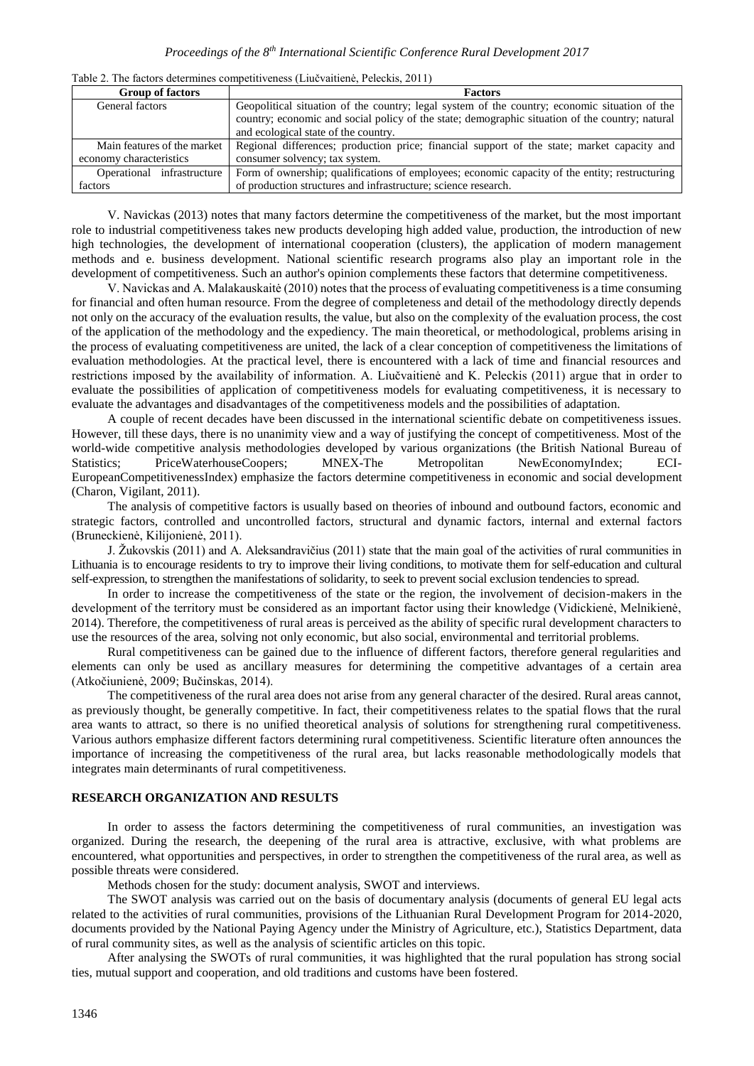Table 2. The factors determines competitiveness (Liučvaitienė, Peleckis, 2011)

| Group of factors | Factors |
|---|---|
| General factors | Geopolitical situation of the country; legal system of the country; economic situation of the country; economic and social policy of the state; demographic situation of the country; natural and ecological state of the country. |
| Main features of the market economy characteristics | Regional differences; production price; financial support of the state; market capacity and consumer solvency; tax system. |
| Operational infrastructure factors | Form of ownership; qualifications of employees; economic capacity of the entity; restructuring of production structures and infrastructure; science research. |

V. Navickas (2013) notes that many factors determine the competitiveness of the market, but the most important role to industrial competitiveness takes new products developing high added value, production, the introduction of new high technologies, the development of international cooperation (clusters), the application of modern management methods and e. business development. National scientific research programs also play an important role in the development of competitiveness. Such an author's opinion complements these factors that determine competitiveness.

V. Navickas and A. Malakauskaitė (2010) notes that the process of evaluating competitiveness is a time consuming for financial and often human resource. From the degree of completeness and detail of the methodology directly depends not only on the accuracy of the evaluation results, the value, but also on the complexity of the evaluation process, the cost of the application of the methodology and the expediency. The main theoretical, or methodological, problems arising in the process of evaluating competitiveness are united, the lack of a clear conception of competitiveness the limitations of evaluation methodologies. At the practical level, there is encountered with a lack of time and financial resources and restrictions imposed by the availability of information. A. Liučvaitienė and K. Peleckis (2011) argue that in order to evaluate the possibilities of application of competitiveness models for evaluating competitiveness, it is necessary to evaluate the advantages and disadvantages of the competitiveness models and the possibilities of adaptation.

A couple of recent decades have been discussed in the international scientific debate on competitiveness issues. However, till these days, there is no unanimity view and a way of justifying the concept of competitiveness. Most of the world-wide competitive analysis methodologies developed by various organizations (the British National Bureau of Statistics; PriceWaterhouseCoopers; MNEX-The Metropolitan NewEconomyIndex; ECI-EuropeanCompetitivenessIndex) emphasize the factors determine competitiveness in economic and social development (Charon, Vigilant, 2011).

The analysis of competitive factors is usually based on theories of inbound and outbound factors, economic and strategic factors, controlled and uncontrolled factors, structural and dynamic factors, internal and external factors (Bruneckienė, Kilijonienė, 2011).

J. Žukovskis (2011) and A. Aleksandravičius (2011) state that the main goal of the activities of rural communities in Lithuania is to encourage residents to try to improve their living conditions, to motivate them for self-education and cultural self-expression, to strengthen the manifestations of solidarity, to seek to prevent social exclusion tendencies to spread.

In order to increase the competitiveness of the state or the region, the involvement of decision-makers in the development of the territory must be considered as an important factor using their knowledge (Vidickienė, Melnikienė, 2014). Therefore, the competitiveness of rural areas is perceived as the ability of specific rural development characters to use the resources of the area, solving not only economic, but also social, environmental and territorial problems.

Rural competitiveness can be gained due to the influence of different factors, therefore general regularities and elements can only be used as ancillary measures for determining the competitive advantages of a certain area (Atkočiunienė, 2009; Bučinskas, 2014).

The competitiveness of the rural area does not arise from any general character of the desired. Rural areas cannot, as previously thought, be generally competitive. In fact, their competitiveness relates to the spatial flows that the rural area wants to attract, so there is no unified theoretical analysis of solutions for strengthening rural competitiveness. Various authors emphasize different factors determining rural competitiveness. Scientific literature often announces the importance of increasing the competitiveness of the rural area, but lacks reasonable methodologically models that integrates main determinants of rural competitiveness.

## RESEARCH ORGANIZATION AND RESULTS

In order to assess the factors determining the competitiveness of rural communities, an investigation was organized. During the research, the deepening of the rural area is attractive, exclusive, with what problems are encountered, what opportunities and perspectives, in order to strengthen the competitiveness of the rural area, as well as possible threats were considered.

Methods chosen for the study: document analysis, SWOT and interviews.

The SWOT analysis was carried out on the basis of documentary analysis (documents of general EU legal acts related to the activities of rural communities, provisions of the Lithuanian Rural Development Program for 2014-2020, documents provided by the National Paying Agency under the Ministry of Agriculture, etc.), Statistics Department, data of rural community sites, as well as the analysis of scientific articles on this topic.

After analysing the SWOTs of rural communities, it was highlighted that the rural population has strong social ties, mutual support and cooperation, and old traditions and customs have been fostered.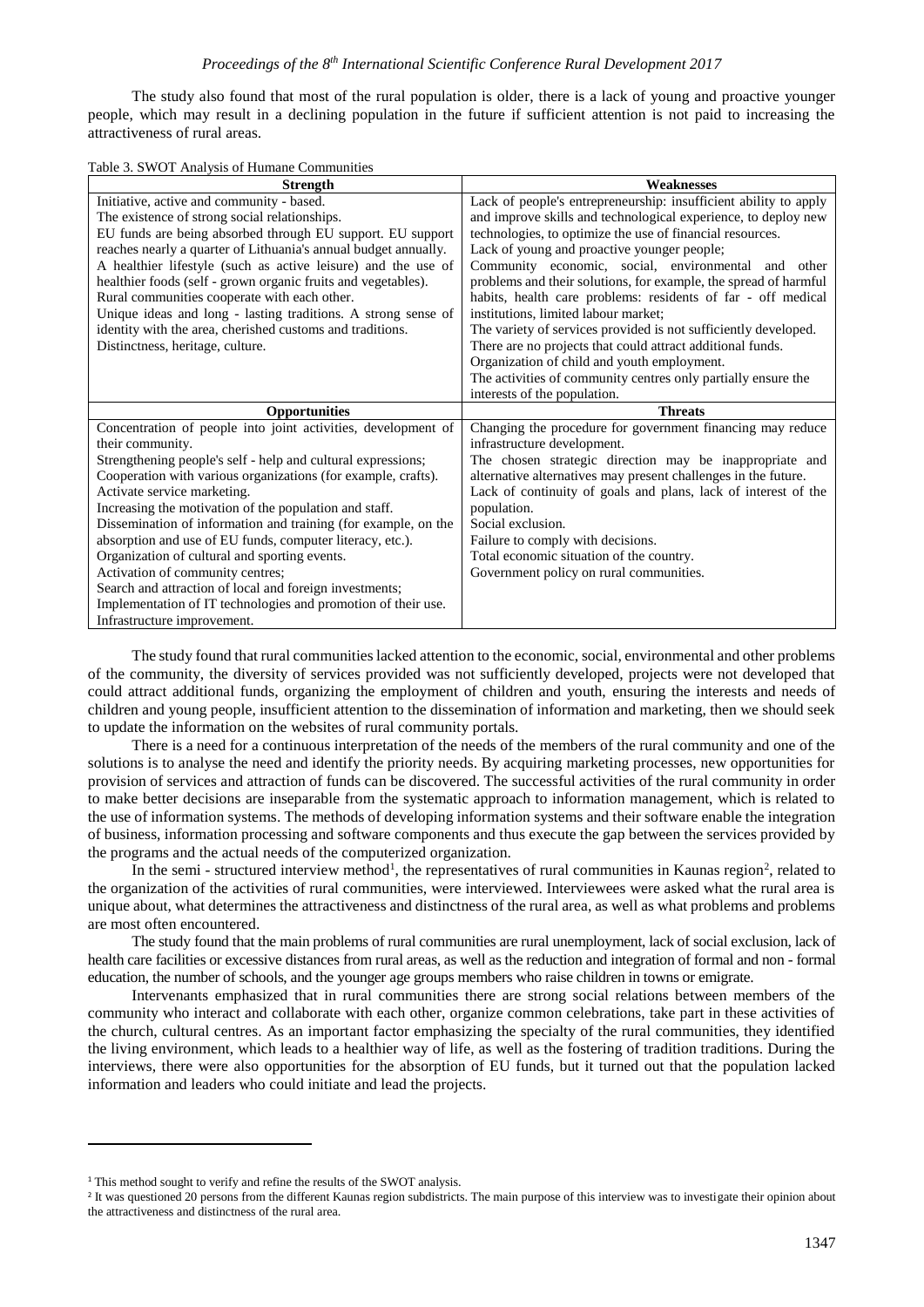The study also found that most of the rural population is older, there is a lack of young and proactive younger people, which may result in a declining population in the future if sufficient attention is not paid to increasing the attractiveness of rural areas.

Table 3. SWOT Analysis of Humane Communities

| Strength | Weaknesses |
|---|---|
| Initiative, active and community - based.<br>The existence of strong social relationships.<br>EU funds are being absorbed through EU support. EU support reaches nearly a quarter of Lithuania's annual budget annually.<br>A healthier lifestyle (such as active leisure) and the use of healthier foods (self - grown organic fruits and vegetables).<br>Rural communities cooperate with each other.<br>Unique ideas and long - lasting traditions. A strong sense of identity with the area, cherished customs and traditions.<br>Distinctness, heritage, culture. | Lack of people's entrepreneurship: insufficient ability to apply and improve skills and technological experience, to deploy new technologies, to optimize the use of financial resources.<br>Lack of young and proactive younger people;<br>Community economic, social, environmental and other problems and their solutions, for example, the spread of harmful habits, health care problems: residents of far - off medical institutions, limited labour market;<br>The variety of services provided is not sufficiently developed.<br>There are no projects that could attract additional funds.<br>Organization of child and youth employment.<br>The activities of community centres only partially ensure the interests of the population. |
| **Opportunities** | **Threats** |
| Concentration of people into joint activities, development of their community.<br>Strengthening people's self - help and cultural expressions;<br>Cooperation with various organizations (for example, crafts).<br>Activate service marketing.<br>Increasing the motivation of the population and staff.<br>Dissemination of information and training (for example, on the absorption and use of EU funds, computer literacy, etc.).<br>Organization of cultural and sporting events.<br>Activation of community centres;<br>Search and attraction of local and foreign investments;<br>Implementation of IT technologies and promotion of their use.<br>Infrastructure improvement. | Changing the procedure for government financing may reduce infrastructure development.<br>The chosen strategic direction may be inappropriate and alternative alternatives may present challenges in the future.<br>Lack of continuity of goals and plans, lack of interest of the population.<br>Social exclusion.<br>Failure to comply with decisions.<br>Total economic situation of the country.<br>Government policy on rural communities. |

The study found that rural communities lacked attention to the economic, social, environmental and other problems of the community, the diversity of services provided was not sufficiently developed, projects were not developed that could attract additional funds, organizing the employment of children and youth, ensuring the interests and needs of children and young people, insufficient attention to the dissemination of information and marketing, then we should seek to update the information on the websites of rural community portals.

There is a need for a continuous interpretation of the needs of the members of the rural community and one of the solutions is to analyse the need and identify the priority needs. By acquiring marketing processes, new opportunities for provision of services and attraction of funds can be discovered. The successful activities of the rural community in order to make better decisions are inseparable from the systematic approach to information management, which is related to the use of information systems. The methods of developing information systems and their software enable the integration of business, information processing and software components and thus execute the gap between the services provided by the programs and the actual needs of the computerized organization.

In the semi - structured interview method[1], the representatives of rural communities in Kaunas region[2], related to the organization of the activities of rural communities, were interviewed. Interviewees were asked what the rural area is unique about, what determines the attractiveness and distinctness of the rural area, as well as what problems and problems are most often encountered.

The study found that the main problems of rural communities are rural unemployment, lack of social exclusion, lack of health care facilities or excessive distances from rural areas, as well as the reduction and integration of formal and non - formal education, the number of schools, and the younger age groups members who raise children in towns or emigrate.

Intervenants emphasized that in rural communities there are strong social relations between members of the community who interact and collaborate with each other, organize common celebrations, take part in these activities of the church, cultural centres. As an important factor emphasizing the specialty of the rural communities, they identified the living environment, which leads to a healthier way of life, as well as the fostering of tradition traditions. During the interviews, there were also opportunities for the absorption of EU funds, but it turned out that the population lacked information and leaders who could initiate and lead the projects.

[1] This method sought to verify and refine the results of the SWOT analysis.

[2] It was questioned 20 persons from the different Kaunas region subdistricts. The main purpose of this interview was to investigate their opinion about the attractiveness and distinctness of the rural area.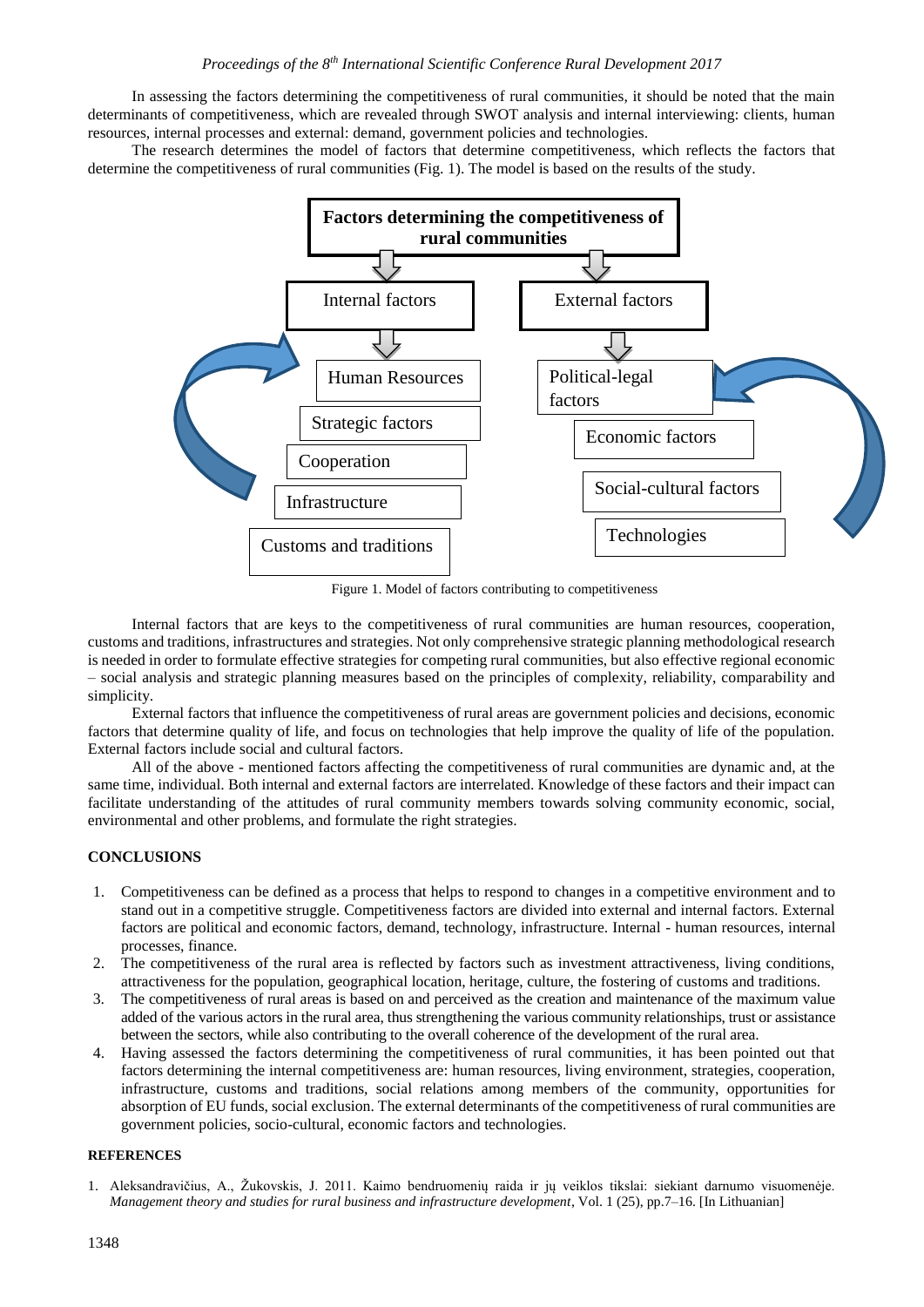In assessing the factors determining the competitiveness of rural communities, it should be noted that the main determinants of competitiveness, which are revealed through SWOT analysis and internal interviewing: clients, human resources, internal processes and external: demand, government policies and technologies.

The research determines the model of factors that determine competitiveness, which reflects the factors that determine the competitiveness of rural communities (Fig. 1). The model is based on the results of the study.

**Factors determining the competitiveness of rural communities**

Internal factors: Human Resources; Strategic factors; Cooperation; Infrastructure; Customs and traditions

External factors: Political-legal factors; Economic factors; Social-cultural factors; Technologies

Figure 1. Model of factors contributing to competitiveness

Internal factors that are keys to the competitiveness of rural communities are human resources, cooperation, customs and traditions, infrastructures and strategies. Not only comprehensive strategic planning methodological research is needed in order to formulate effective strategies for competing rural communities, but also effective regional economic – social analysis and strategic planning measures based on the principles of complexity, reliability, comparability and simplicity.

External factors that influence the competitiveness of rural areas are government policies and decisions, economic factors that determine quality of life, and focus on technologies that help improve the quality of life of the population. External factors include social and cultural factors.

All of the above - mentioned factors affecting the competitiveness of rural communities are dynamic and, at the same time, individual. Both internal and external factors are interrelated. Knowledge of these factors and their impact can facilitate understanding of the attitudes of rural community members towards solving community economic, social, environmental and other problems, and formulate the right strategies.

## CONCLUSIONS

1. Competitiveness can be defined as a process that helps to respond to changes in a competitive environment and to stand out in a competitive struggle. Competitiveness factors are divided into external and internal factors. External factors are political and economic factors, demand, technology, infrastructure. Internal - human resources, internal processes, finance.
2. The competitiveness of the rural area is reflected by factors such as investment attractiveness, living conditions, attractiveness for the population, geographical location, heritage, culture, the fostering of customs and traditions.
3. The competitiveness of rural areas is based on and perceived as the creation and maintenance of the maximum value added of the various actors in the rural area, thus strengthening the various community relationships, trust or assistance between the sectors, while also contributing to the overall coherence of the development of the rural area.
4. Having assessed the factors determining the competitiveness of rural communities, it has been pointed out that factors determining the internal competitiveness are: human resources, living environment, strategies, cooperation, infrastructure, customs and traditions, social relations among members of the community, opportunities for absorption of EU funds, social exclusion. The external determinants of the competitiveness of rural communities are government policies, socio-cultural, economic factors and technologies.

## REFERENCES

1. Aleksandravičius, A., Žukovskis, J. 2011. Kaimo bendruomenių raida ir jų veiklos tikslai: siekiant darnumo visuomenėje. *Management theory and studies for rural business and infrastructure development*, Vol. 1 (25), pp.7–16. [In Lithuanian]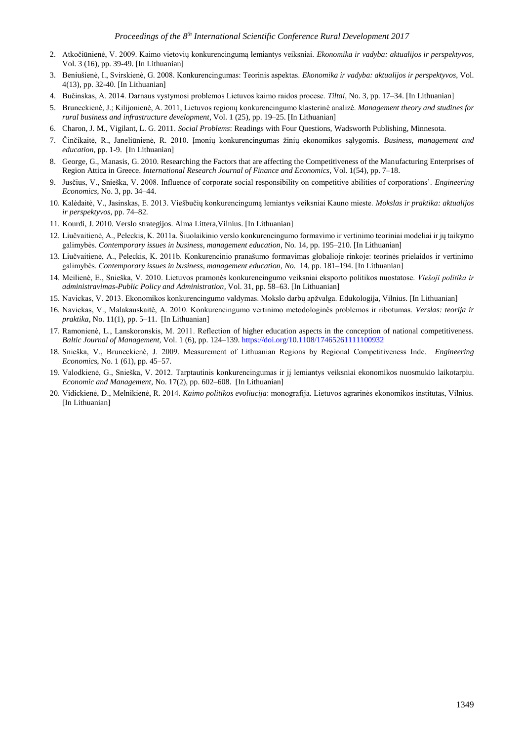2. Atkočiūnienė, V. 2009. Kaimo vietovių konkurencingumą lemiantys veiksniai. *Ekonomika ir vadyba: aktualijos ir perspektyvos*, Vol. 3 (16), pp. 39-49. [In Lithuanian]
3. Beniušienė, I., Svirskienė, G. 2008. Konkurencingumas: Teorinis aspektas. *Ekonomika ir vadyba: aktualijos ir perspektyvos*, Vol. 4(13), pp. 32-40. [In Lithuanian]
4. Bučinskas, A. 2014. Darnaus vystymosi problemos Lietuvos kaimo raidos procese. *Tiltai*, No. 3, pp. 17–34. [In Lithuanian]
5. Bruneckienė, J.; Kilijonienė, A. 2011, Lietuvos regionų konkurencingumo klasterinė analizė. *Management theory and studines for rural business and infrastructure development*, Vol. 1 (25), pp. 19–25. [In Lithuanian]
6. Charon, J. M., Vigilant, L. G. 2011. *Social Problems*: Readings with Four Questions, Wadsworth Publishing, Minnesota.
7. Činčikaitė, R., Janeliūnienė, R. 2010. Įmonių konkurencingumas žinių ekonomikos sąlygomis. *Business, management and education*, pp. 1-9. [In Lithuanian]
8. George, G., Manasis, G. 2010. Researching the Factors that are affecting the Competitiveness of the Manufacturing Enterprises of Region Attica in Greece. *International Research Journal of Finance and Economics*, Vol. 1(54), pp. 7–18.
9. Jusčius, V., Snieška, V. 2008. Influence of corporate social responsibility on competitive abilities of corporations'. *Engineering Economics*, No. 3, pp. 34–44.
10. Kalėdaitė, V., Jasinskas, E. 2013. Viešbučių konkurencingumą lemiantys veiksniai Kauno mieste. *Mokslas ir praktika: aktualijos ir perspektyvos*, pp. 74–82.
11. Kourdi, J. 2010. Verslo strategijos. Alma Littera,Vilnius. [In Lithuanian]
12. Liučvaitienė, A., Peleckis, K. 2011a. Šiuolaikinio verslo konkurencingumo formavimo ir vertinimo teoriniai modeliai ir jų taikymo galimybės. *Contemporary issues in business, management education*, No. 14, pp. 195–210. [In Lithuanian]
13. Liučvaitienė, A., Peleckis, K. 2011b. Konkurencinio pranašumo formavimas globalioje rinkoje: teorinės prielaidos ir vertinimo galimybės. *Contemporary issues in business, management education*, *No.* 14, pp. 181–194. [In Lithuanian]
14. Meilienė, E., Snieška, V. 2010. Lietuvos pramonės konkurencingumo veiksniai eksporto politikos nuostatose. *Viešoji politika ir administravimas-Public Policy and Administration*, Vol. 31, pp. 58–63. [In Lithuanian]
15. Navickas, V. 2013. Ekonomikos konkurencingumo valdymas. Mokslo darbų apžvalga. Edukologija, Vilnius. [In Lithuanian]
16. Navickas, V., Malakauskaitė, A. 2010. Konkurencingumo vertinimo metodologinės problemos ir ribotumas. *Verslas: teorija ir praktika*, No. 11(1), pp. 5–11. [In Lithuanian]
17. Ramonienė, L., Lanskoronskis, M. 2011. Reflection of higher education aspects in the conception of national competitiveness. *Baltic Journal of Management*, Vol. 1 (6), pp. 124–139. https://doi.org/10.1108/17465261111100932
18. Snieška, V., Bruneckienė, J. 2009. Measurement of Lithuanian Regions by Regional Competitiveness Inde. *Engineering Economics*, No. 1 (61), pp. 45–57.
19. Valodkienė, G., Snieška, V. 2012. Tarptautinis konkurencingumas ir jį lemiantys veiksniai ekonomikos nuosmukio laikotarpiu. *Economic and Management*, No. 17(2), pp. 602–608. [In Lithuanian]
20. Vidickienė, D., Melnikienė, R. 2014. *Kaimo politikos evoliucija*: monografija. Lietuvos agrarinės ekonomikos institutas, Vilnius. [In Lithuanian]